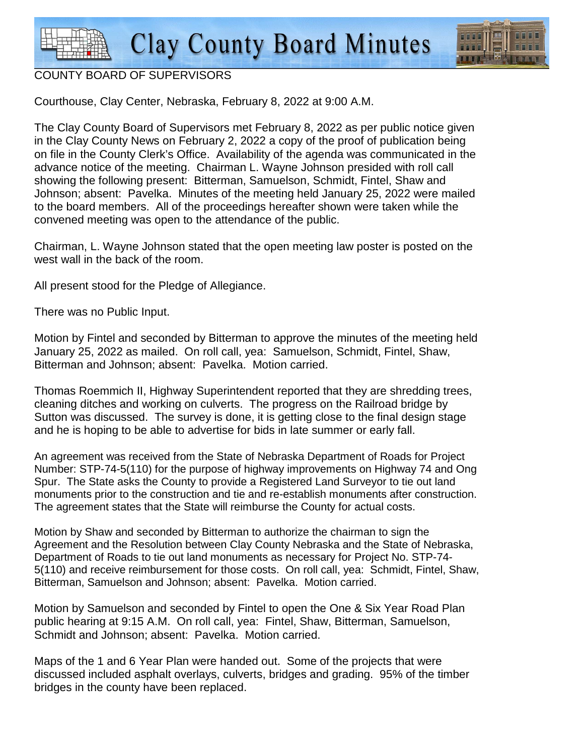# Clay County Board Minutes

COUNTY BOARD OF SUPERVISORS

Courthouse, Clay Center, Nebraska, February 8, 2022 at 9:00 A.M.

The Clay County Board of Supervisors met February 8, 2022 as per public notice given in the Clay County News on February 2, 2022 a copy of the proof of publication being on file in the County Clerk's Office. Availability of the agenda was communicated in the advance notice of the meeting. Chairman L. Wayne Johnson presided with roll call showing the following present: Bitterman, Samuelson, Schmidt, Fintel, Shaw and Johnson; absent: Pavelka. Minutes of the meeting held January 25, 2022 were mailed to the board members. All of the proceedings hereafter shown were taken while the convened meeting was open to the attendance of the public.

Chairman, L. Wayne Johnson stated that the open meeting law poster is posted on the west wall in the back of the room.

All present stood for the Pledge of Allegiance.

There was no Public Input.

Motion by Fintel and seconded by Bitterman to approve the minutes of the meeting held January 25, 2022 as mailed. On roll call, yea: Samuelson, Schmidt, Fintel, Shaw, Bitterman and Johnson; absent: Pavelka. Motion carried.

Thomas Roemmich II, Highway Superintendent reported that they are shredding trees, cleaning ditches and working on culverts. The progress on the Railroad bridge by Sutton was discussed. The survey is done, it is getting close to the final design stage and he is hoping to be able to advertise for bids in late summer or early fall.

An agreement was received from the State of Nebraska Department of Roads for Project Number: STP-74-5(110) for the purpose of highway improvements on Highway 74 and Ong Spur. The State asks the County to provide a Registered Land Surveyor to tie out land monuments prior to the construction and tie and re-establish monuments after construction. The agreement states that the State will reimburse the County for actual costs.

Motion by Shaw and seconded by Bitterman to authorize the chairman to sign the Agreement and the Resolution between Clay County Nebraska and the State of Nebraska, Department of Roads to tie out land monuments as necessary for Project No. STP-74-5(110) and receive reimbursement for those costs. On roll call, yea: Schmidt, Fintel, Shaw, Bitterman, Samuelson and Johnson; absent: Pavelka. Motion carried.

Motion by Samuelson and seconded by Fintel to open the One & Six Year Road Plan public hearing at 9:15 A.M. On roll call, yea: Fintel, Shaw, Bitterman, Samuelson, Schmidt and Johnson; absent: Pavelka. Motion carried.

Maps of the 1 and 6 Year Plan were handed out. Some of the projects that were discussed included asphalt overlays, culverts, bridges and grading. 95% of the timber bridges in the county have been replaced.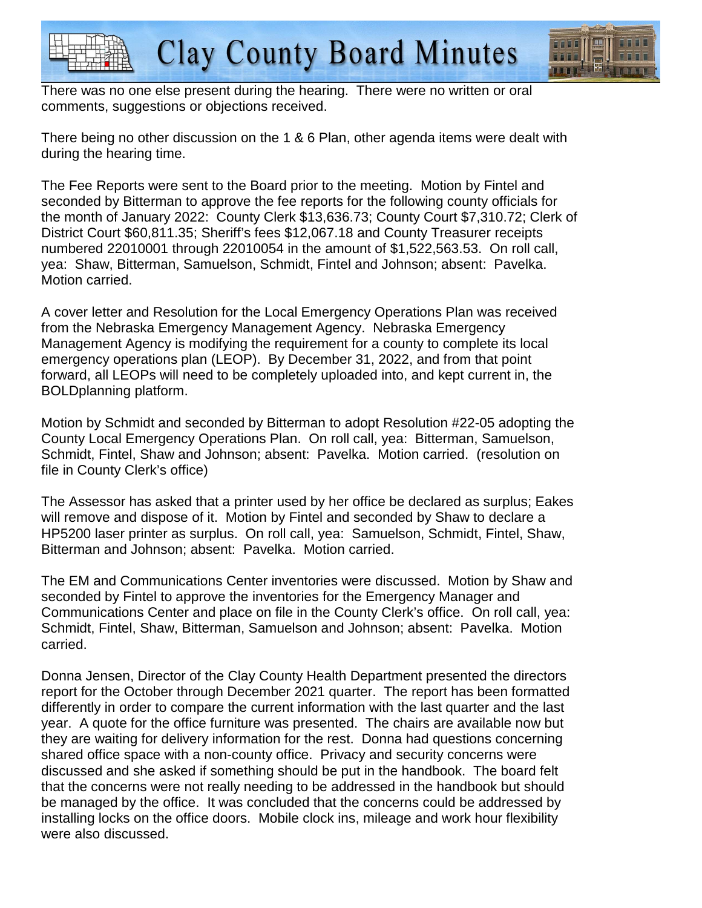There was no one else present during the hearing. There were no written or oral comments, suggestions or objections received.

There being no other discussion on the 1 & 6 Plan, other agenda items were dealt with during the hearing time.

The Fee Reports were sent to the Board prior to the meeting. Motion by Fintel and seconded by Bitterman to approve the fee reports for the following county officials for the month of January 2022: County Clerk $13,636.73; County Court $7,310.72; Clerk of District Court $60,811.35; Sheriff's fees $12,067.18 and County Treasurer receipts numbered 22010001 through 22010054 in the amount of $1,522,563.53. On roll call, yea: Shaw, Bitterman, Samuelson, Schmidt, Fintel and Johnson; absent: Pavelka. Motion carried.

A cover letter and Resolution for the Local Emergency Operations Plan was received from the Nebraska Emergency Management Agency. Nebraska Emergency Management Agency is modifying the requirement for a county to complete its local emergency operations plan (LEOP). By December 31, 2022, and from that point forward, all LEOPs will need to be completely uploaded into, and kept current in, the BOLDplanning platform.

Motion by Schmidt and seconded by Bitterman to adopt Resolution #22-05 adopting the County Local Emergency Operations Plan. On roll call, yea: Bitterman, Samuelson, Schmidt, Fintel, Shaw and Johnson; absent: Pavelka. Motion carried. (resolution on file in County Clerk's office)

The Assessor has asked that a printer used by her office be declared as surplus; Eakes will remove and dispose of it. Motion by Fintel and seconded by Shaw to declare a HP5200 laser printer as surplus. On roll call, yea: Samuelson, Schmidt, Fintel, Shaw, Bitterman and Johnson; absent: Pavelka. Motion carried.

The EM and Communications Center inventories were discussed. Motion by Shaw and seconded by Fintel to approve the inventories for the Emergency Manager and Communications Center and place on file in the County Clerk's office. On roll call, yea: Schmidt, Fintel, Shaw, Bitterman, Samuelson and Johnson; absent: Pavelka. Motion carried.

Donna Jensen, Director of the Clay County Health Department presented the directors report for the October through December 2021 quarter. The report has been formatted differently in order to compare the current information with the last quarter and the last year. A quote for the office furniture was presented. The chairs are available now but they are waiting for delivery information for the rest. Donna had questions concerning shared office space with a non-county office. Privacy and security concerns were discussed and she asked if something should be put in the handbook. The board felt that the concerns were not really needing to be addressed in the handbook but should be managed by the office. It was concluded that the concerns could be addressed by installing locks on the office doors. Mobile clock ins, mileage and work hour flexibility were also discussed.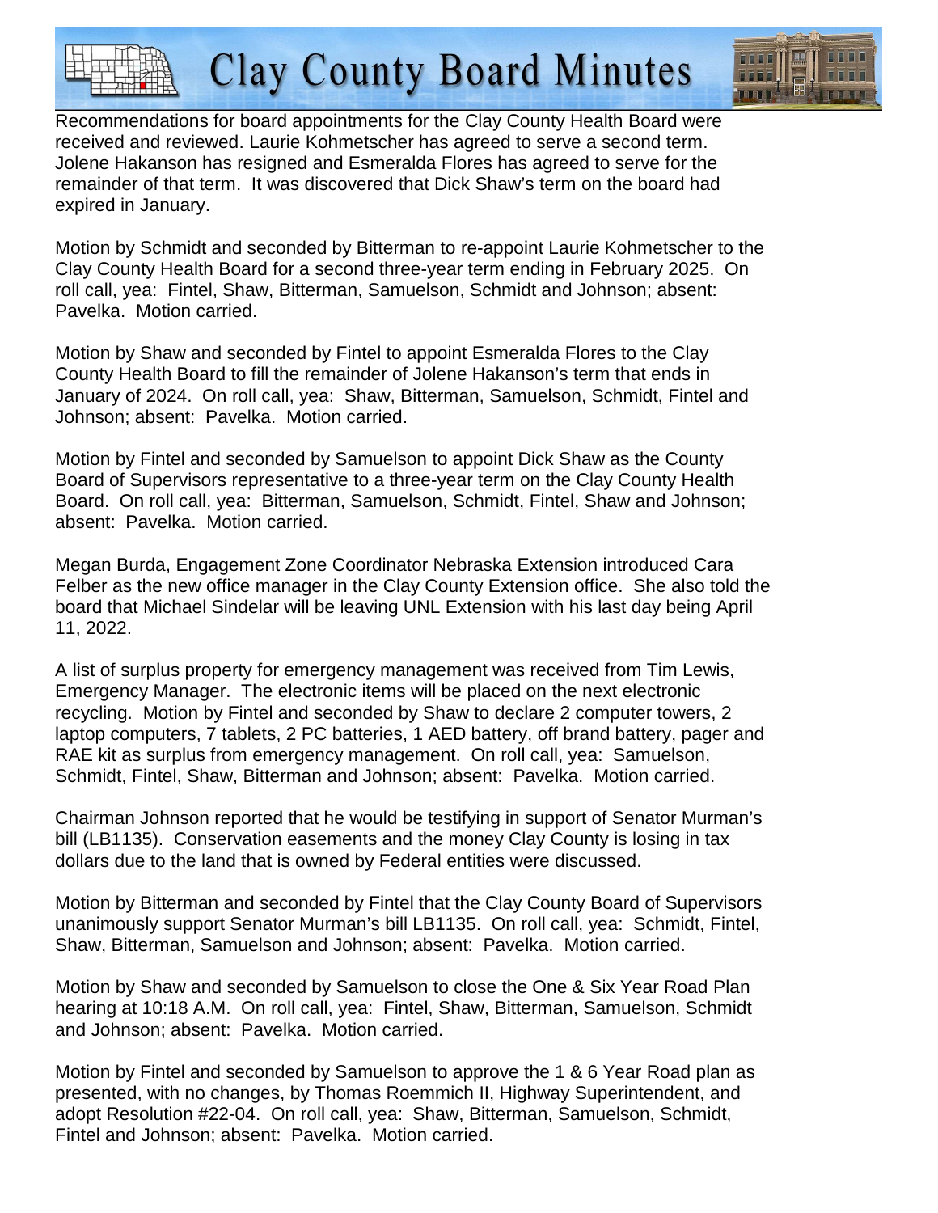Recommendations for board appointments for the Clay County Health Board were received and reviewed. Laurie Kohmetscher has agreed to serve a second term. Jolene Hakanson has resigned and Esmeralda Flores has agreed to serve for the remainder of that term. It was discovered that Dick Shaw's term on the board had expired in January.

Motion by Schmidt and seconded by Bitterman to re-appoint Laurie Kohmetscher to the Clay County Health Board for a second three-year term ending in February 2025. On roll call, yea: Fintel, Shaw, Bitterman, Samuelson, Schmidt and Johnson; absent: Pavelka. Motion carried.

Motion by Shaw and seconded by Fintel to appoint Esmeralda Flores to the Clay County Health Board to fill the remainder of Jolene Hakanson's term that ends in January of 2024. On roll call, yea: Shaw, Bitterman, Samuelson, Schmidt, Fintel and Johnson; absent: Pavelka. Motion carried.

Motion by Fintel and seconded by Samuelson to appoint Dick Shaw as the County Board of Supervisors representative to a three-year term on the Clay County Health Board. On roll call, yea: Bitterman, Samuelson, Schmidt, Fintel, Shaw and Johnson; absent: Pavelka. Motion carried.

Megan Burda, Engagement Zone Coordinator Nebraska Extension introduced Cara Felber as the new office manager in the Clay County Extension office. She also told the board that Michael Sindelar will be leaving UNL Extension with his last day being April 11, 2022.

A list of surplus property for emergency management was received from Tim Lewis, Emergency Manager. The electronic items will be placed on the next electronic recycling. Motion by Fintel and seconded by Shaw to declare 2 computer towers, 2 laptop computers, 7 tablets, 2 PC batteries, 1 AED battery, off brand battery, pager and RAE kit as surplus from emergency management. On roll call, yea: Samuelson, Schmidt, Fintel, Shaw, Bitterman and Johnson; absent: Pavelka. Motion carried.

Chairman Johnson reported that he would be testifying in support of Senator Murman's bill (LB1135). Conservation easements and the money Clay County is losing in tax dollars due to the land that is owned by Federal entities were discussed.

Motion by Bitterman and seconded by Fintel that the Clay County Board of Supervisors unanimously support Senator Murman's bill LB1135. On roll call, yea: Schmidt, Fintel, Shaw, Bitterman, Samuelson and Johnson; absent: Pavelka. Motion carried.

Motion by Shaw and seconded by Samuelson to close the One & Six Year Road Plan hearing at 10:18 A.M. On roll call, yea: Fintel, Shaw, Bitterman, Samuelson, Schmidt and Johnson; absent: Pavelka. Motion carried.

Motion by Fintel and seconded by Samuelson to approve the 1 & 6 Year Road plan as presented, with no changes, by Thomas Roemmich II, Highway Superintendent, and adopt Resolution #22-04. On roll call, yea: Shaw, Bitterman, Samuelson, Schmidt, Fintel and Johnson; absent: Pavelka. Motion carried.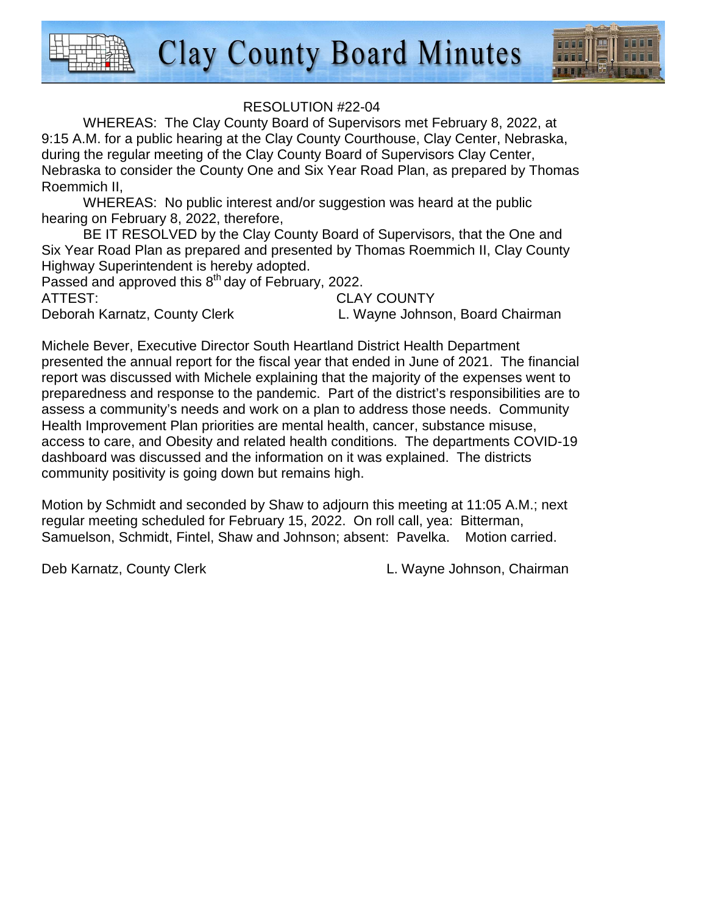RESOLUTION #22-04

WHEREAS: The Clay County Board of Supervisors met February 8, 2022, at 9:15 A.M. for a public hearing at the Clay County Courthouse, Clay Center, Nebraska, during the regular meeting of the Clay County Board of Supervisors Clay Center, Nebraska to consider the County One and Six Year Road Plan, as prepared by Thomas Roemmich II,

WHEREAS: No public interest and/or suggestion was heard at the public hearing on February 8, 2022, therefore,

BE IT RESOLVED by the Clay County Board of Supervisors, that the One and Six Year Road Plan as prepared and presented by Thomas Roemmich II, Clay County Highway Superintendent is hereby adopted.

Passed and approved this 8th day of February, 2022.

ATTEST: CLAY COUNTY

Deborah Karnatz, County Clerk L. Wayne Johnson, Board Chairman

Michele Bever, Executive Director South Heartland District Health Department presented the annual report for the fiscal year that ended in June of 2021. The financial report was discussed with Michele explaining that the majority of the expenses went to preparedness and response to the pandemic. Part of the district's responsibilities are to assess a community's needs and work on a plan to address those needs. Community Health Improvement Plan priorities are mental health, cancer, substance misuse, access to care, and Obesity and related health conditions. The departments COVID-19 dashboard was discussed and the information on it was explained. The districts community positivity is going down but remains high.

Motion by Schmidt and seconded by Shaw to adjourn this meeting at 11:05 A.M.; next regular meeting scheduled for February 15, 2022. On roll call, yea: Bitterman, Samuelson, Schmidt, Fintel, Shaw and Johnson; absent: Pavelka. Motion carried.

Deb Karnatz, County Clerk L. Wayne Johnson, Chairman